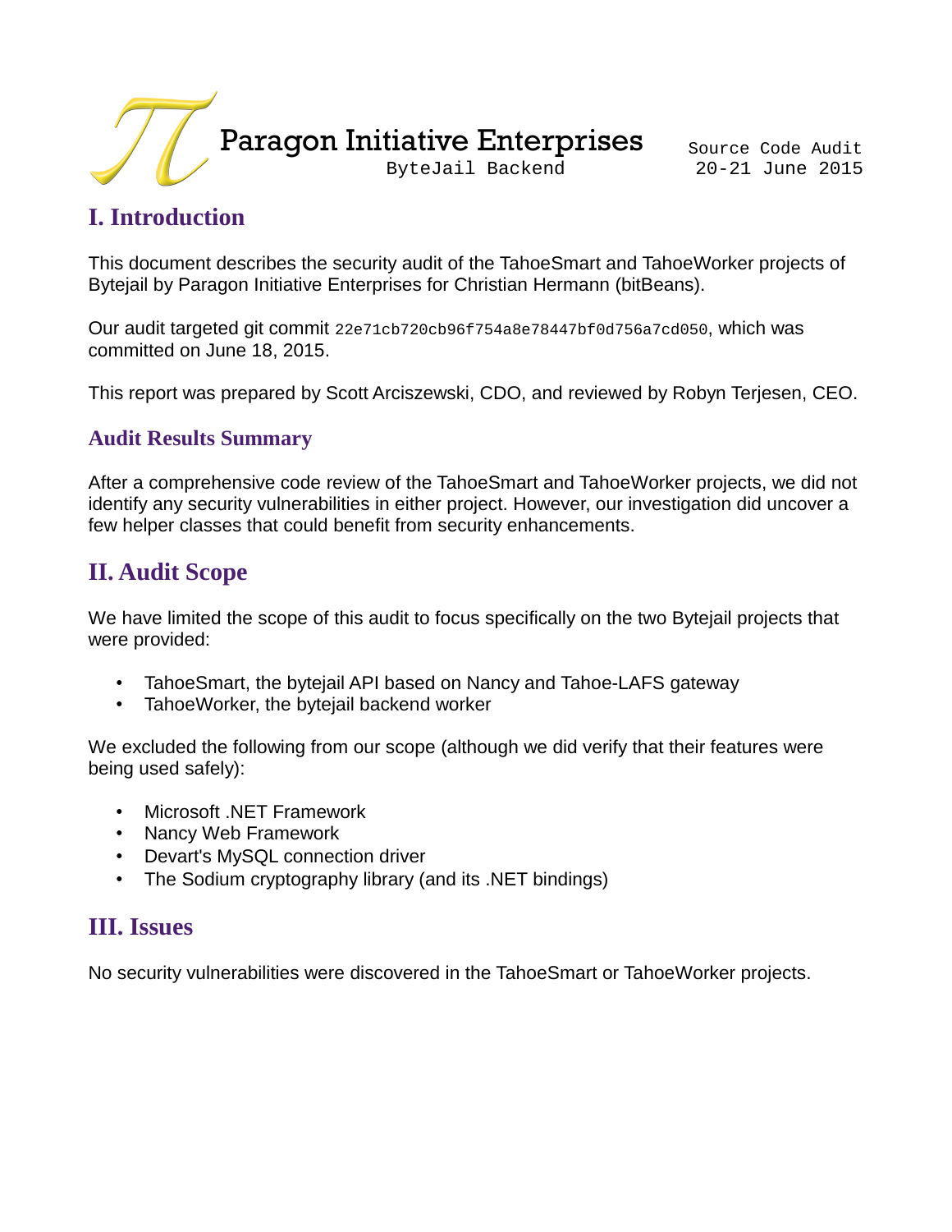Paragon Initiative Enterprises

ByteJail Backend

Source Code Audit
20-21 June 2015

# I. Introduction

This document describes the security audit of the TahoeSmart and TahoeWorker projects of Bytejail by Paragon Initiative Enterprises for Christian Hermann (bitBeans).

Our audit targeted git commit `22e71cb720cb96f754a8e78447bf0d756a7cd050`, which was committed on June 18, 2015.

This report was prepared by Scott Arciszewski, CDO, and reviewed by Robyn Terjesen, CEO.

## Audit Results Summary

After a comprehensive code review of the TahoeSmart and TahoeWorker projects, we did not identify any security vulnerabilities in either project. However, our investigation did uncover a few helper classes that could benefit from security enhancements.

# II. Audit Scope

We have limited the scope of this audit to focus specifically on the two Bytejail projects that were provided:

- TahoeSmart, the bytejail API based on Nancy and Tahoe-LAFS gateway
- TahoeWorker, the bytejail backend worker

We excluded the following from our scope (although we did verify that their features were being used safely):

- Microsoft .NET Framework
- Nancy Web Framework
- Devart's MySQL connection driver
- The Sodium cryptography library (and its .NET bindings)

# III. Issues

No security vulnerabilities were discovered in the TahoeSmart or TahoeWorker projects.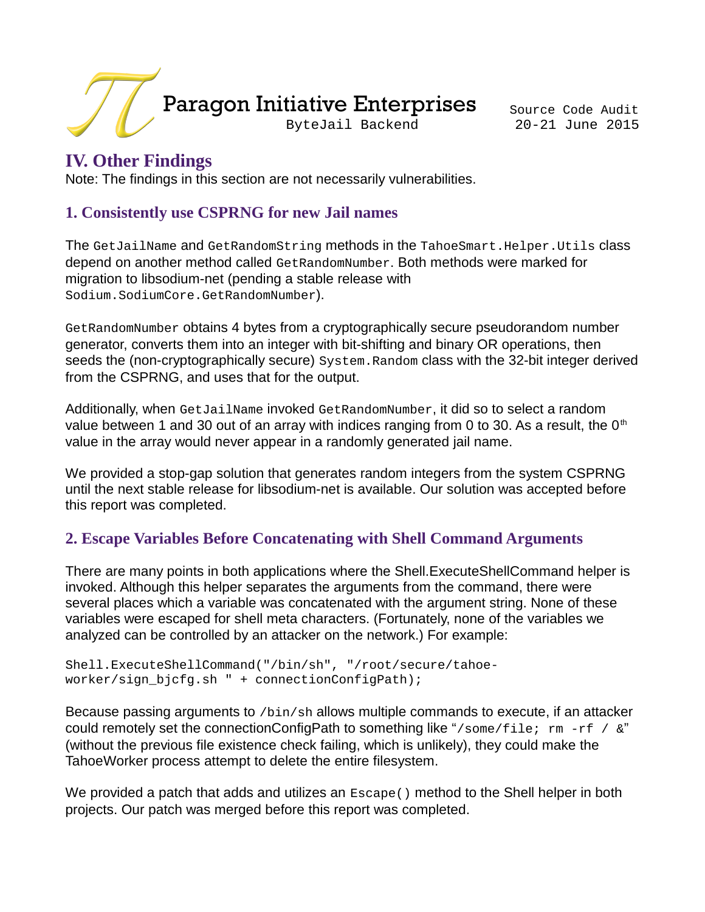## IV. Other Findings

Note: The findings in this section are not necessarily vulnerabilities.

### 1. Consistently use CSPRNG for new Jail names

The `GetJailName` and `GetRandomString` methods in the `TahoeSmart.Helper.Utils` class depend on another method called `GetRandomNumber`. Both methods were marked for migration to libsodium-net (pending a stable release with `Sodium.SodiumCore.GetRandomNumber`).

`GetRandomNumber` obtains 4 bytes from a cryptographically secure pseudorandom number generator, converts them into an integer with bit-shifting and binary OR operations, then seeds the (non-cryptographically secure) `System.Random` class with the 32-bit integer derived from the CSPRNG, and uses that for the output.

Additionally, when `GetJailName` invoked `GetRandomNumber`, it did so to select a random value between 1 and 30 out of an array with indices ranging from 0 to 30. As a result, the 0$^{th}$ value in the array would never appear in a randomly generated jail name.

We provided a stop-gap solution that generates random integers from the system CSPRNG until the next stable release for libsodium-net is available. Our solution was accepted before this report was completed.

### 2. Escape Variables Before Concatenating with Shell Command Arguments

There are many points in both applications where the Shell.ExecuteShellCommand helper is invoked. Although this helper separates the arguments from the command, there were several places which a variable was concatenated with the argument string. None of these variables were escaped for shell meta characters. (Fortunately, none of the variables we analyzed can be controlled by an attacker on the network.) For example:

```
Shell.ExecuteShellCommand("/bin/sh", "/root/secure/tahoe-worker/sign_bjcfg.sh " + connectionConfigPath);
```

Because passing arguments to `/bin/sh` allows multiple commands to execute, if an attacker could remotely set the connectionConfigPath to something like "`/some/file; rm -rf / &`" (without the previous file existence check failing, which is unlikely), they could make the TahoeWorker process attempt to delete the entire filesystem.

We provided a patch that adds and utilizes an `Escape()` method to the Shell helper in both projects. Our patch was merged before this report was completed.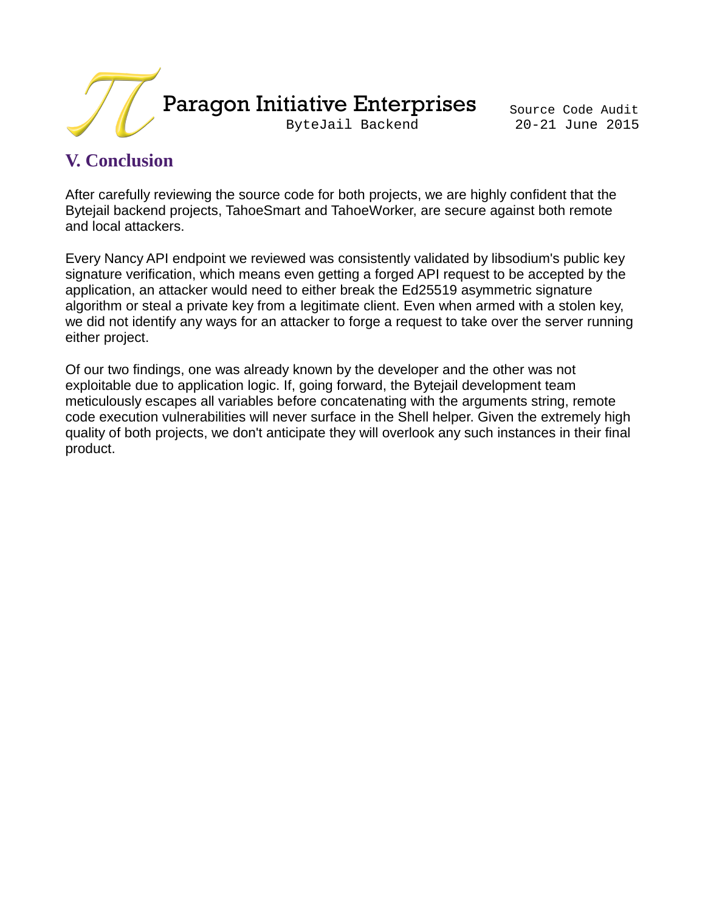## V. Conclusion

After carefully reviewing the source code for both projects, we are highly confident that the Bytejail backend projects, TahoeSmart and TahoeWorker, are secure against both remote and local attackers.

Every Nancy API endpoint we reviewed was consistently validated by libsodium's public key signature verification, which means even getting a forged API request to be accepted by the application, an attacker would need to either break the Ed25519 asymmetric signature algorithm or steal a private key from a legitimate client. Even when armed with a stolen key, we did not identify any ways for an attacker to forge a request to take over the server running either project.

Of our two findings, one was already known by the developer and the other was not exploitable due to application logic. If, going forward, the Bytejail development team meticulously escapes all variables before concatenating with the arguments string, remote code execution vulnerabilities will never surface in the Shell helper. Given the extremely high quality of both projects, we don't anticipate they will overlook any such instances in their final product.